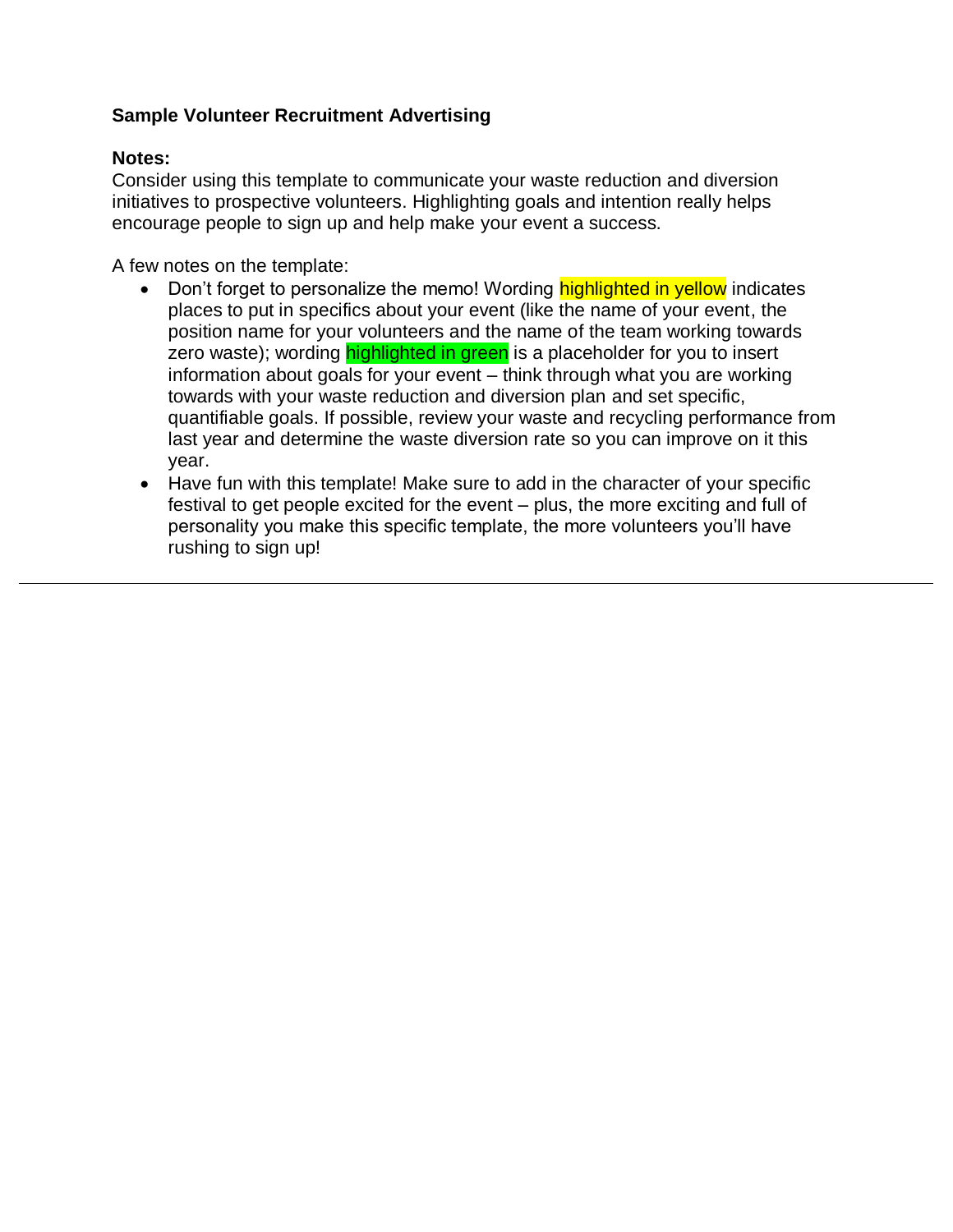**Sample Volunteer Recruitment Advertising**

**Notes:**
Consider using this template to communicate your waste reduction and diversion initiatives to prospective volunteers. Highlighting goals and intention really helps encourage people to sign up and help make your event a success.

A few notes on the template:

- Don't forget to personalize the memo! Wording highlighted in yellow indicates places to put in specifics about your event (like the name of your event, the position name for your volunteers and the name of the team working towards zero waste); wording highlighted in green is a placeholder for you to insert information about goals for your event – think through what you are working towards with your waste reduction and diversion plan and set specific, quantifiable goals. If possible, review your waste and recycling performance from last year and determine the waste diversion rate so you can improve on it this year.
- Have fun with this template! Make sure to add in the character of your specific festival to get people excited for the event – plus, the more exciting and full of personality you make this specific template, the more volunteers you'll have rushing to sign up!

---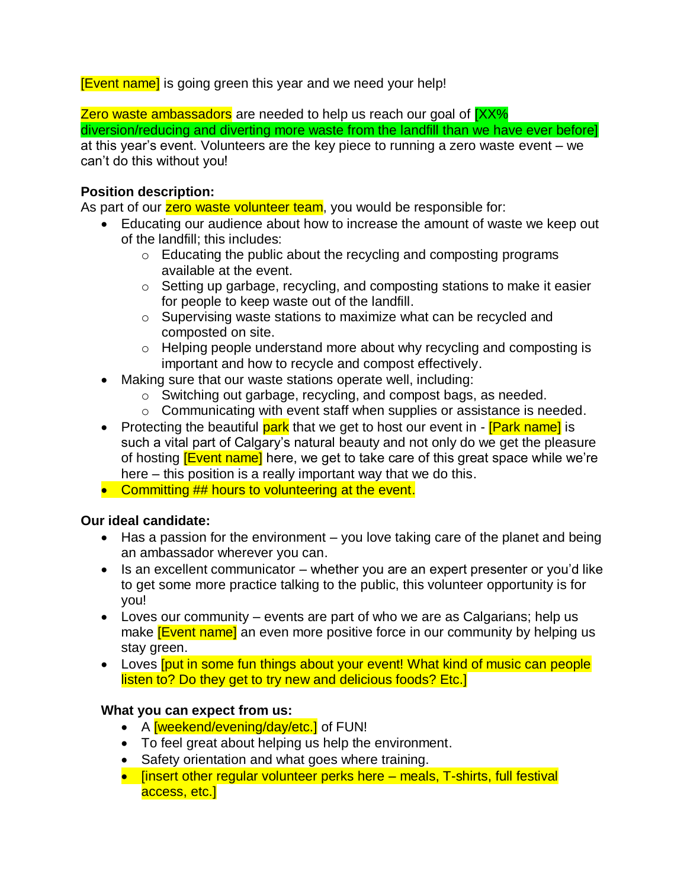[Event name] is going green this year and we need your help!

Zero waste ambassadors are needed to help us reach our goal of [XX% diversion/reducing and diverting more waste from the landfill than we have ever before] at this year's event. Volunteers are the key piece to running a zero waste event – we can't do this without you!

**Position description:**
As part of our zero waste volunteer team, you would be responsible for:

- Educating our audience about how to increase the amount of waste we keep out of the landfill; this includes:
  - Educating the public about the recycling and composting programs available at the event.
  - Setting up garbage, recycling, and composting stations to make it easier for people to keep waste out of the landfill.
  - Supervising waste stations to maximize what can be recycled and composted on site.
  - Helping people understand more about why recycling and composting is important and how to recycle and compost effectively.
- Making sure that our waste stations operate well, including:
  - Switching out garbage, recycling, and compost bags, as needed.
  - Communicating with event staff when supplies or assistance is needed.
- Protecting the beautiful park that we get to host our event in - [Park name] is such a vital part of Calgary's natural beauty and not only do we get the pleasure of hosting [Event name] here, we get to take care of this great space while we're here – this position is a really important way that we do this.
- Committing ## hours to volunteering at the event.

**Our ideal candidate:**

- Has a passion for the environment – you love taking care of the planet and being an ambassador wherever you can.
- Is an excellent communicator – whether you are an expert presenter or you'd like to get some more practice talking to the public, this volunteer opportunity is for you!
- Loves our community – events are part of who we are as Calgarians; help us make [Event name] an even more positive force in our community by helping us stay green.
- Loves [put in some fun things about your event! What kind of music can people listen to? Do they get to try new and delicious foods? Etc.]

**What you can expect from us:**

- A [weekend/evening/day/etc.] of FUN!
- To feel great about helping us help the environment.
- Safety orientation and what goes where training.
- [insert other regular volunteer perks here – meals, T-shirts, full festival access, etc.]